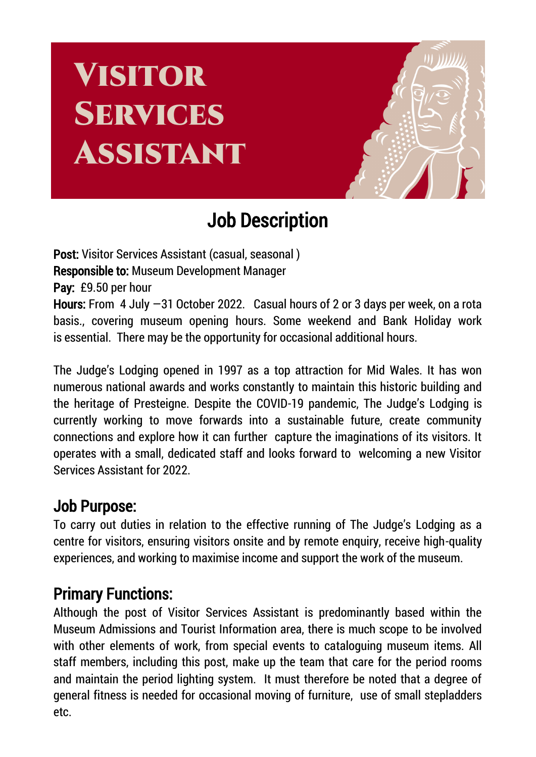# Visitor Services Assistant

## Job Description

**Post:** Visitor Services Assistant (casual, seasonal )
**Responsible to:** Museum Development Manager
**Pay:** £9.50 per hour
**Hours:** From 4 July –31 October 2022. Casual hours of 2 or 3 days per week, on a rota basis., covering museum opening hours. Some weekend and Bank Holiday work is essential. There may be the opportunity for occasional additional hours.

The Judge's Lodging opened in 1997 as a top attraction for Mid Wales. It has won numerous national awards and works constantly to maintain this historic building and the heritage of Presteigne. Despite the COVID-19 pandemic, The Judge's Lodging is currently working to move forwards into a sustainable future, create community connections and explore how it can further capture the imaginations of its visitors. It operates with a small, dedicated staff and looks forward to welcoming a new Visitor Services Assistant for 2022.

## Job Purpose:

To carry out duties in relation to the effective running of The Judge's Lodging as a centre for visitors, ensuring visitors onsite and by remote enquiry, receive high-quality experiences, and working to maximise income and support the work of the museum.

## Primary Functions:

Although the post of Visitor Services Assistant is predominantly based within the Museum Admissions and Tourist Information area, there is much scope to be involved with other elements of work, from special events to cataloguing museum items. All staff members, including this post, make up the team that care for the period rooms and maintain the period lighting system. It must therefore be noted that a degree of general fitness is needed for occasional moving of furniture, use of small stepladders etc.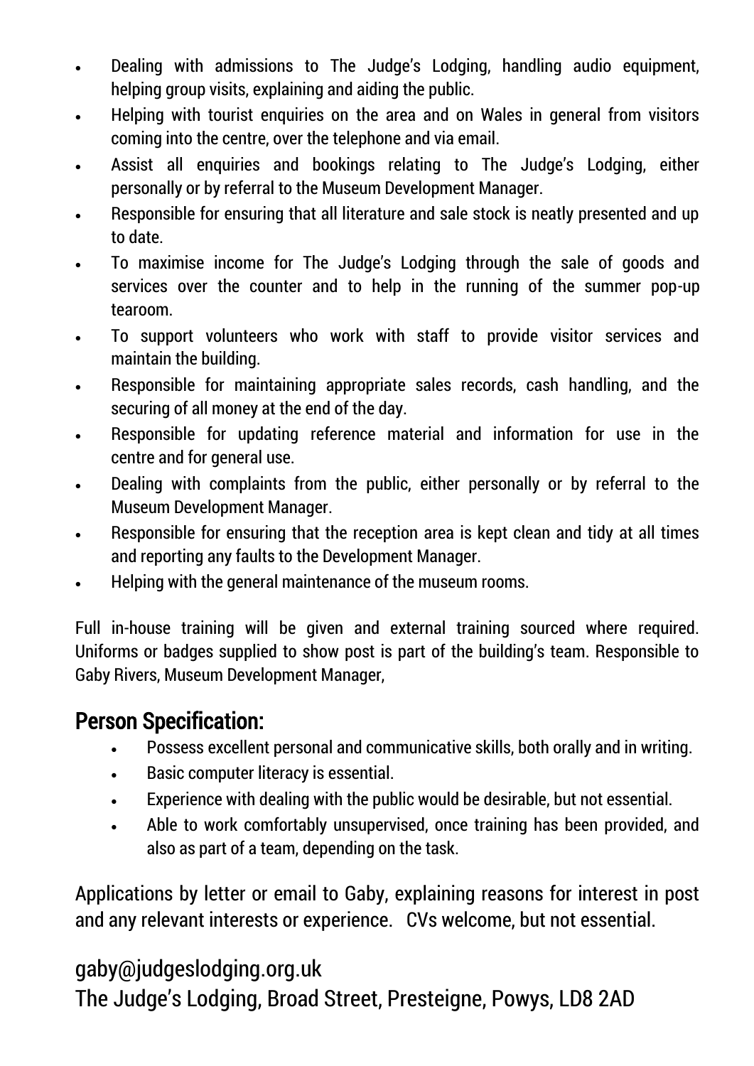- Dealing with admissions to The Judge's Lodging, handling audio equipment, helping group visits, explaining and aiding the public.
- Helping with tourist enquiries on the area and on Wales in general from visitors coming into the centre, over the telephone and via email.
- Assist all enquiries and bookings relating to The Judge's Lodging, either personally or by referral to the Museum Development Manager.
- Responsible for ensuring that all literature and sale stock is neatly presented and up to date.
- To maximise income for The Judge's Lodging through the sale of goods and services over the counter and to help in the running of the summer pop-up tearoom.
- To support volunteers who work with staff to provide visitor services and maintain the building.
- Responsible for maintaining appropriate sales records, cash handling, and the securing of all money at the end of the day.
- Responsible for updating reference material and information for use in the centre and for general use.
- Dealing with complaints from the public, either personally or by referral to the Museum Development Manager.
- Responsible for ensuring that the reception area is kept clean and tidy at all times and reporting any faults to the Development Manager.
- Helping with the general maintenance of the museum rooms.

Full in-house training will be given and external training sourced where required. Uniforms or badges supplied to show post is part of the building's team. Responsible to Gaby Rivers, Museum Development Manager,

## Person Specification:

- Possess excellent personal and communicative skills, both orally and in writing.
- Basic computer literacy is essential.
- Experience with dealing with the public would be desirable, but not essential.
- Able to work comfortably unsupervised, once training has been provided, and also as part of a team, depending on the task.

Applications by letter or email to Gaby, explaining reasons for interest in post and any relevant interests or experience. CVs welcome, but not essential.

gaby@judgeslodging.org.uk
The Judge's Lodging, Broad Street, Presteigne, Powys, LD8 2AD